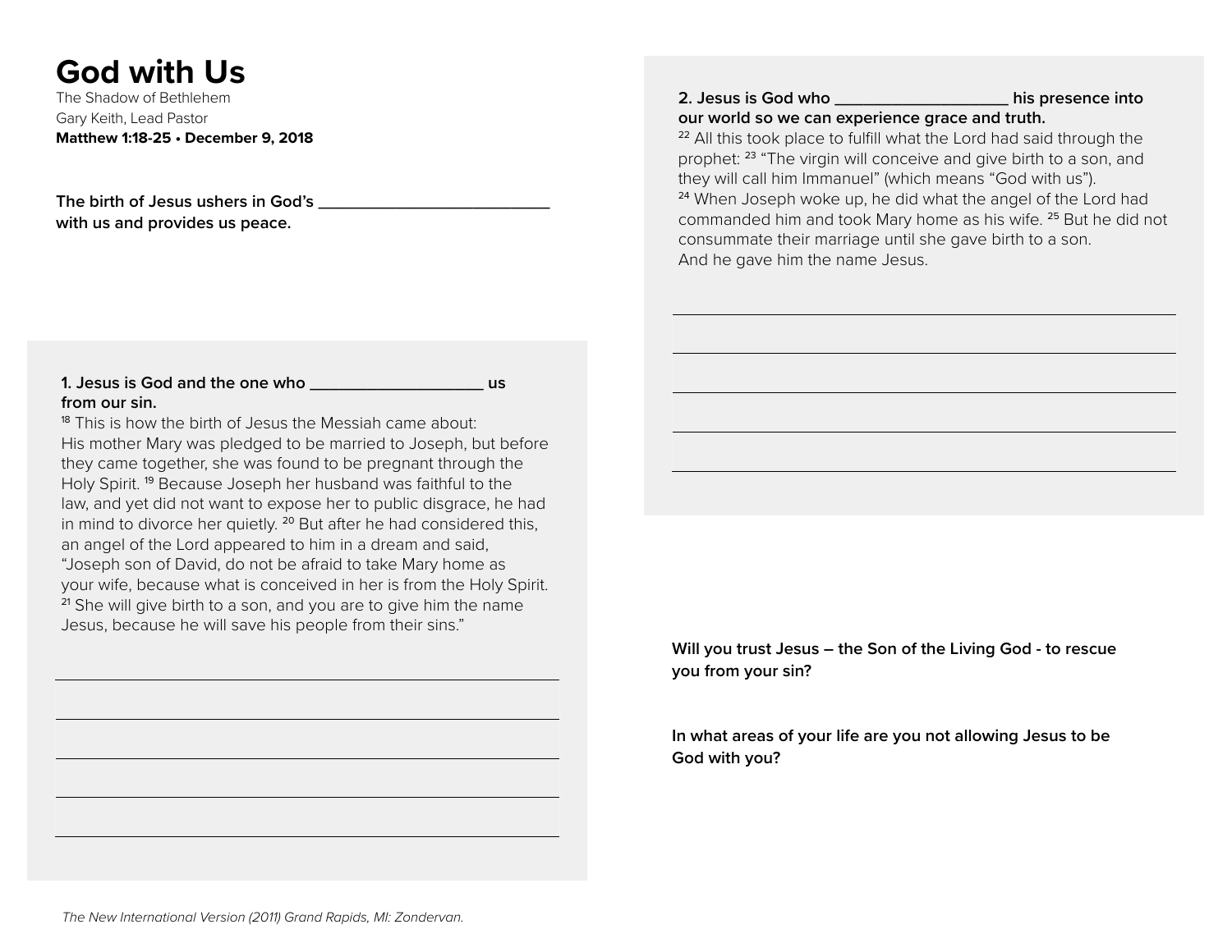# God with Us

The Shadow of Bethlehem

Gary Keith, Lead Pastor

**Matthew 1:18-25 • December 9, 2018**

**The birth of Jesus ushers in God's ___________________________ with us and provides us peace.**

**1. Jesus is God and the one who ____________________ us from our sin.**

[18] This is how the birth of Jesus the Messiah came about: His mother Mary was pledged to be married to Joseph, but before they came together, she was found to be pregnant through the Holy Spirit. [19] Because Joseph her husband was faithful to the law, and yet did not want to expose her to public disgrace, he had in mind to divorce her quietly. [20] But after he had considered this, an angel of the Lord appeared to him in a dream and said, "Joseph son of David, do not be afraid to take Mary home as your wife, because what is conceived in her is from the Holy Spirit. [21] She will give birth to a son, and you are to give him the name Jesus, because he will save his people from their sins."

**2. Jesus is God who ____________________ his presence into our world so we can experience grace and truth.**

[22] All this took place to fulfill what the Lord had said through the prophet: [23] "The virgin will conceive and give birth to a son, and they will call him Immanuel" (which means "God with us"). [24] When Joseph woke up, he did what the angel of the Lord had commanded him and took Mary home as his wife. [25] But he did not consummate their marriage until she gave birth to a son. And he gave him the name Jesus.

**Will you trust Jesus – the Son of the Living God - to rescue you from your sin?**

**In what areas of your life are you not allowing Jesus to be God with you?**

*The New International Version (2011) Grand Rapids, MI: Zondervan.*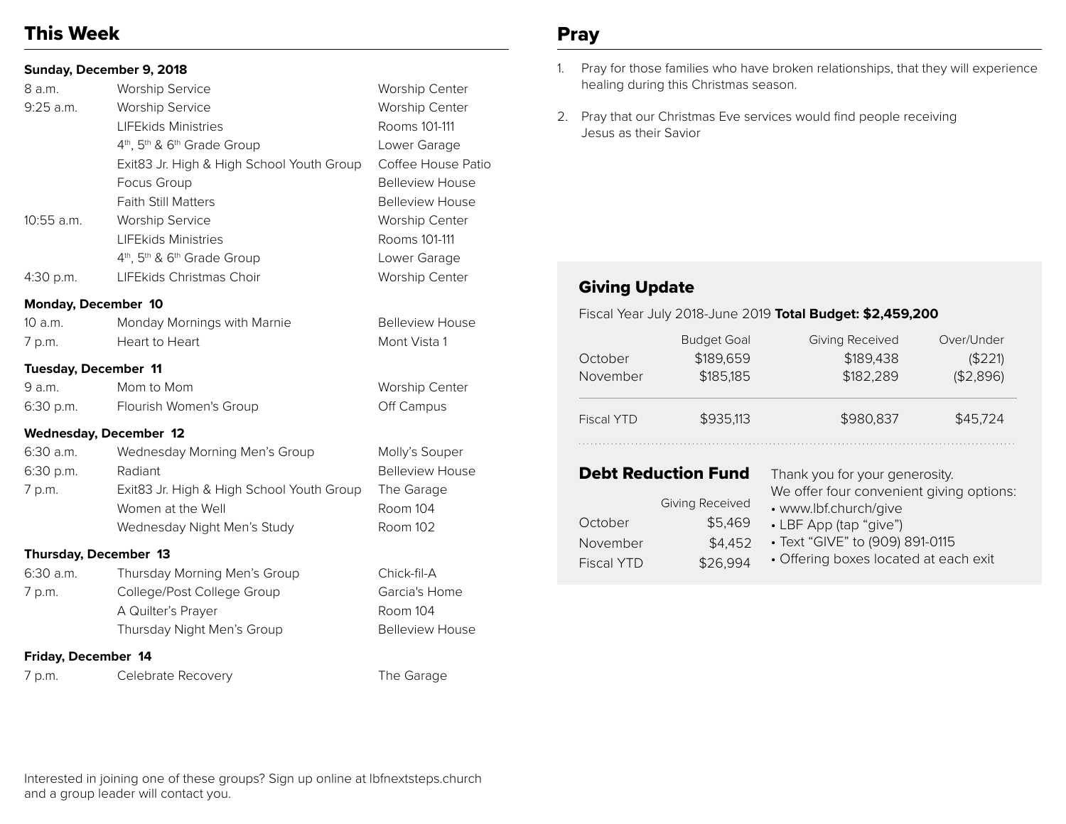## This Week

**Sunday, December 9, 2018**

| | | |
|---|---|---|
| 8 a.m. | Worship Service | Worship Center |
| 9:25 a.m. | Worship Service | Worship Center |
| | LIFEkids Ministries | Rooms 101-111 |
| | 4th, 5th & 6th Grade Group | Lower Garage |
| | Exit83 Jr. High & High School Youth Group | Coffee House Patio |
| | Focus Group | Belleview House |
| | Faith Still Matters | Belleview House |
| 10:55 a.m. | Worship Service | Worship Center |
| | LIFEkids Ministries | Rooms 101-111 |
| | 4th, 5th & 6th Grade Group | Lower Garage |
| 4:30 p.m. | LIFEkids Christmas Choir | Worship Center |

**Monday, December 10**

| | | |
|---|---|---|
| 10 a.m. | Monday Mornings with Marnie | Belleview House |
| 7 p.m. | Heart to Heart | Mont Vista 1 |

**Tuesday, December 11**

| | | |
|---|---|---|
| 9 a.m. | Mom to Mom | Worship Center |
| 6:30 p.m. | Flourish Women's Group | Off Campus |

**Wednesday, December 12**

| | | |
|---|---|---|
| 6:30 a.m. | Wednesday Morning Men's Group | Molly's Souper |
| 6:30 p.m. | Radiant | Belleview House |
| 7 p.m. | Exit83 Jr. High & High School Youth Group | The Garage |
| | Women at the Well | Room 104 |
| | Wednesday Night Men's Study | Room 102 |

**Thursday, December 13**

| | | |
|---|---|---|
| 6:30 a.m. | Thursday Morning Men's Group | Chick-fil-A |
| 7 p.m. | College/Post College Group | Garcia's Home |
| | A Quilter's Prayer | Room 104 |
| | Thursday Night Men's Group | Belleview House |

**Friday, December 14**

| | | |
|---|---|---|
| 7 p.m. | Celebrate Recovery | The Garage |

Interested in joining one of these groups? Sign up online at lbfnextsteps.church and a group leader will contact you.

## Pray

1. Pray for those families who have broken relationships, that they will experience healing during this Christmas season.
2. Pray that our Christmas Eve services would find people receiving Jesus as their Savior

### Giving Update

Fiscal Year July 2018-June 2019 **Total Budget: $2,459,200**

| | Budget Goal | Giving Received | Over/Under |
|---|---|---|---|
| October | $189,659 | $189,438 | ($221) |
| November | $185,185 | $182,289 | ($2,896) |
| Fiscal YTD | $935,113 | $980,837 | $45,724 |

### Debt Reduction Fund

| | Giving Received |
|---|---|
| October | $5,469 |
| November | $4,452 |
| Fiscal YTD | $26,994 |

Thank you for your generosity.
We offer four convenient giving options:

- www.lbf.church/give
- LBF App (tap "give")
- Text "GIVE" to (909) 891-0115
- Offering boxes located at each exit